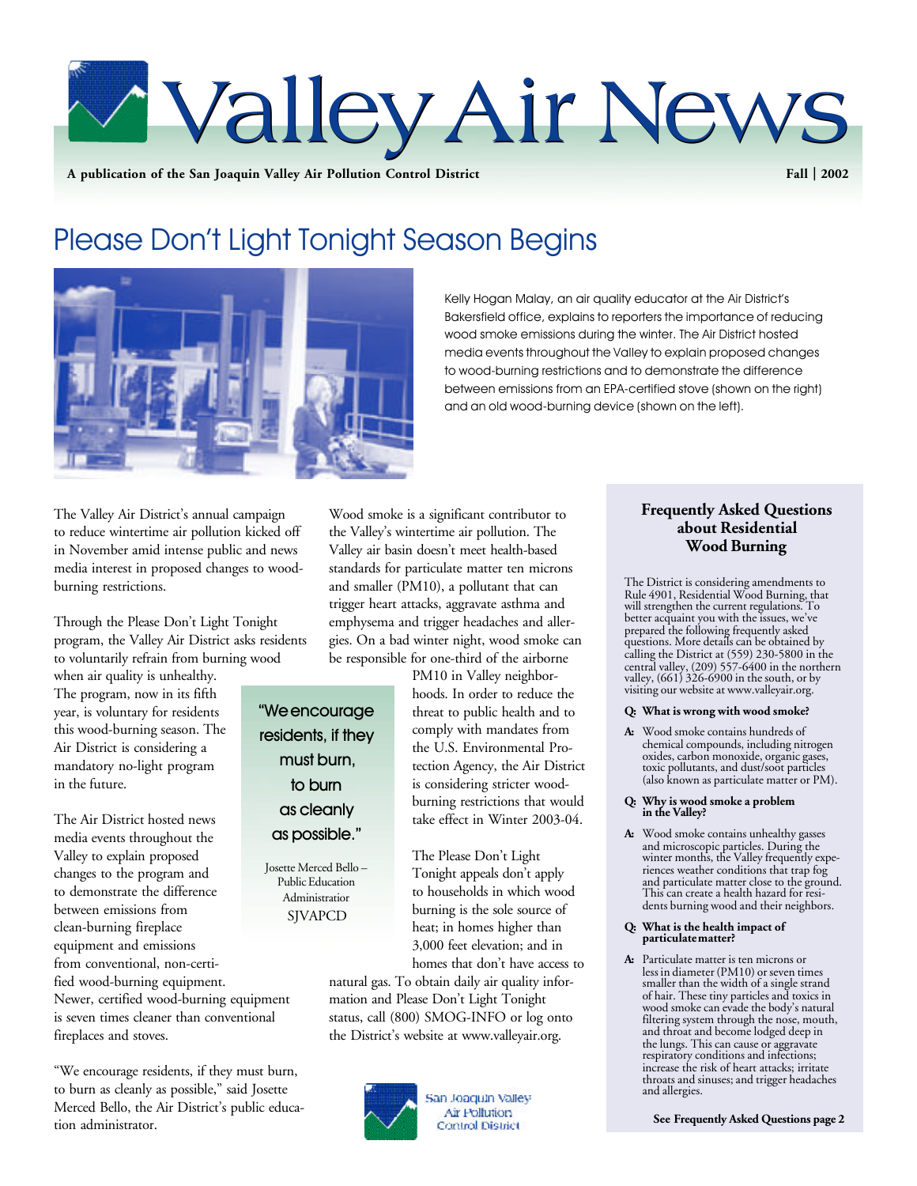# Valley Air News

**A publication of the San Joaquin Valley Air Pollution Control District** **Fall | 2002**

## Please Don't Light Tonight Season Begins

Kelly Hogan Malay, an air quality educator at the Air District's Bakersfield office, explains to reporters the importance of reducing wood smoke emissions during the winter. The Air District hosted media events throughout the Valley to explain proposed changes to wood-burning restrictions and to demonstrate the difference between emissions from an EPA-certified stove (shown on the right) and an old wood-burning device (shown on the left).

The Valley Air District's annual campaign to reduce wintertime air pollution kicked off in November amid intense public and news media interest in proposed changes to wood-burning restrictions.

Through the Please Don't Light Tonight program, the Valley Air District asks residents to voluntarily refrain from burning wood when air quality is unhealthy. The program, now in its fifth year, is voluntary for residents this wood-burning season. The Air District is considering a mandatory no-light program in the future.

The Air District hosted news media events throughout the Valley to explain proposed changes to the program and to demonstrate the difference between emissions from clean-burning fireplace equipment and emissions from conventional, non-certified wood-burning equipment. Newer, certified wood-burning equipment is seven times cleaner than conventional fireplaces and stoves.

"We encourage residents, if they must burn, to burn as cleanly as possible," said Josette Merced Bello, the Air District's public education administrator.

Wood smoke is a significant contributor to the Valley's wintertime air pollution. The Valley air basin doesn't meet health-based standards for particulate matter ten microns and smaller (PM10), a pollutant that can trigger heart attacks, aggravate asthma and emphysema and trigger headaches and allergies. On a bad winter night, wood smoke can be responsible for one-third of the airborne PM10 in Valley neighborhoods. In order to reduce the threat to public health and to comply with mandates from the U.S. Environmental Protection Agency, the Air District is considering stricter wood-burning restrictions that would take effect in Winter 2003-04.

> "We encourage residents, if they must burn, to burn as cleanly as possible."
>
> Josette Merced Bello – Public Education Administrator SJVAPCD

The Please Don't Light Tonight appeals don't apply to households in which wood burning is the sole source of heat; in homes higher than 3,000 feet elevation; and in homes that don't have access to natural gas. To obtain daily air quality information and Please Don't Light Tonight status, call (800) SMOG-INFO or log onto the District's website at www.valleyair.org.

San Joaquin Valley Air Pollution Control District

### Frequently Asked Questions about Residential Wood Burning

The District is considering amendments to Rule 4901, Residential Wood Burning, that will strengthen the current regulations. To better acquaint you with the issues, we've prepared the following frequently asked questions. More details can be obtained by calling the District at (559) 230-5800 in the central valley, (209) 557-6400 in the northern valley, (661) 326-6900 in the south, or by visiting our website at www.valleyair.org.

**Q: What is wrong with wood smoke?**

**A:** Wood smoke contains hundreds of chemical compounds, including nitrogen oxides, carbon monoxide, organic gases, toxic pollutants, and dust/soot particles (also known as particulate matter or PM).

**Q: Why is wood smoke a problem in the Valley?**

**A:** Wood smoke contains unhealthy gasses and microscopic particles. During the winter months, the Valley frequently experiences weather conditions that trap fog and particulate matter close to the ground. This can create a health hazard for residents burning wood and their neighbors.

**Q: What is the health impact of particulate matter?**

**A:** Particulate matter is ten microns or less in diameter (PM10) or seven times smaller than the width of a single strand of hair. These tiny particles and toxics in wood smoke can evade the body's natural filtering system through the nose, mouth, and throat and become lodged deep in the lungs. This can cause or aggravate respiratory conditions and infections; increase the risk of heart attacks; irritate throats and sinuses; and trigger headaches and allergies.

**See Frequently Asked Questions page 2**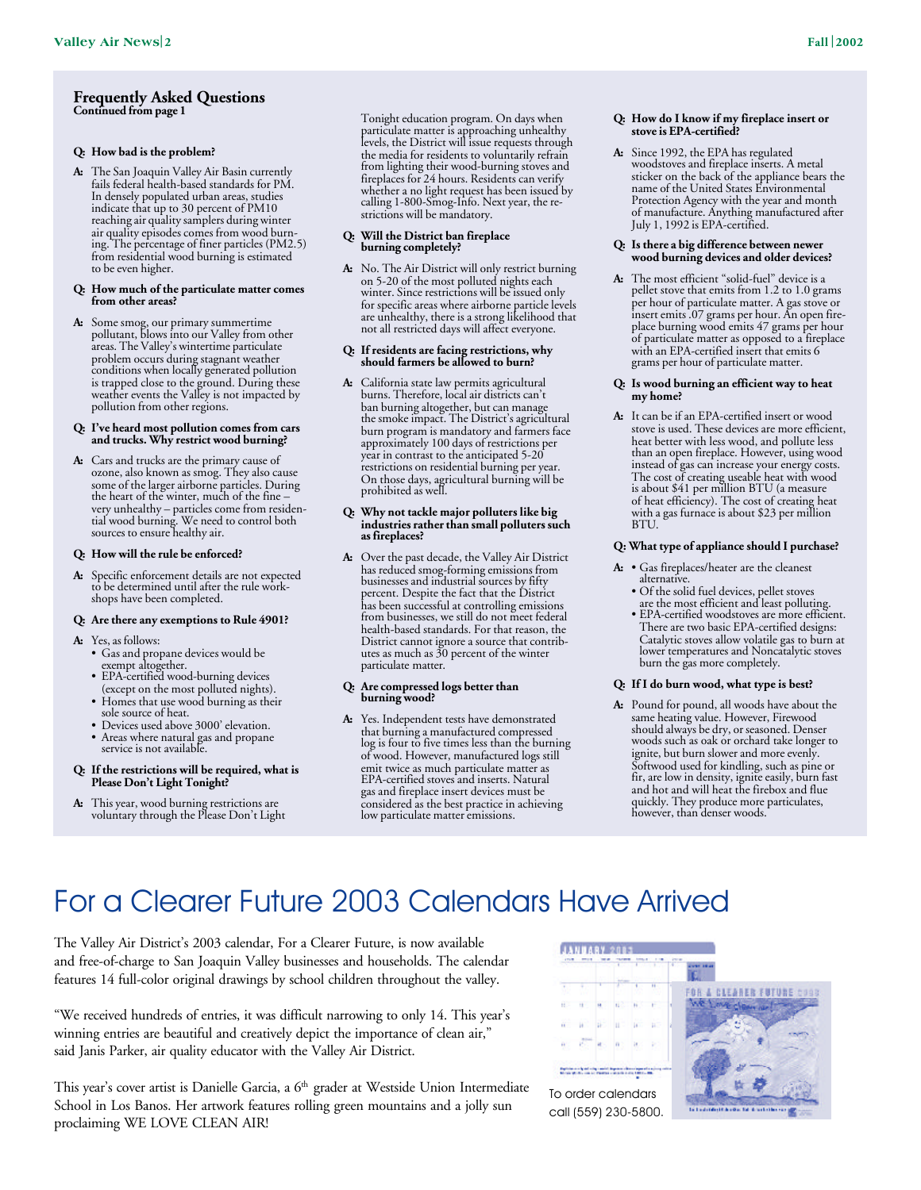## Frequently Asked Questions

**Continued from page 1**

**Q: How bad is the problem?**

**A:** The San Joaquin Valley Air Basin currently fails federal health-based standards for PM. In densely populated urban areas, studies indicate that up to 30 percent of PM10 reaching air quality samplers during winter air quality episodes comes from wood burning. The percentage of finer particles (PM2.5) from residential wood burning is estimated to be even higher.

**Q: How much of the particulate matter comes from other areas?**

**A:** Some smog, our primary summertime pollutant, blows into our Valley from other areas. The Valley's wintertime particulate problem occurs during stagnant weather conditions when locally generated pollution is trapped close to the ground. During these weather events the Valley is not impacted by pollution from other regions.

**Q: I've heard most pollution comes from cars and trucks. Why restrict wood burning?**

**A:** Cars and trucks are the primary cause of ozone, also known as smog. They also cause some of the larger airborne particles. During the heart of the winter, much of the fine – very unhealthy – particles come from residential wood burning. We need to control both sources to ensure healthy air.

**Q: How will the rule be enforced?**

**A:** Specific enforcement details are not expected to be determined until after the rule workshops have been completed.

**Q: Are there any exemptions to Rule 4901?**

**A:** Yes, as follows:

- Gas and propane devices would be exempt altogether.
- EPA-certified wood-burning devices (except on the most polluted nights).
- Homes that use wood burning as their sole source of heat.
- Devices used above 3000' elevation.
- Areas where natural gas and propane service is not available.

**Q: If the restrictions will be required, what is Please Don't Light Tonight?**

**A:** This year, wood burning restrictions are voluntary through the Please Don't Light Tonight education program. On days when particulate matter is approaching unhealthy levels, the District will issue requests through the media for residents to voluntarily refrain from lighting their wood-burning stoves and fireplaces for 24 hours. Residents can verify whether a no light request has been issued by calling 1-800-Smog-Info. Next year, the restrictions will be mandatory.

**Q: Will the District ban fireplace burning completely?**

**A:** No. The Air District will only restrict burning on 5-20 of the most polluted nights each winter. Since restrictions will be issued only for specific areas where airborne particle levels are unhealthy, there is a strong likelihood that not all restricted days will affect everyone.

**Q: If residents are facing restrictions, why should farmers be allowed to burn?**

**A:** California state law permits agricultural burns. Therefore, local air districts can't ban burning altogether, but can manage the smoke impact. The District's agricultural burn program is mandatory and farmers face approximately 100 days of restrictions per year in contrast to the anticipated 5-20 restrictions on residential burning per year. On those days, agricultural burning will be prohibited as well.

**Q: Why not tackle major polluters like big industries rather than small polluters such as fireplaces?**

**A:** Over the past decade, the Valley Air District has reduced smog-forming emissions from businesses and industrial sources by fifty percent. Despite the fact that the District has been successful at controlling emissions from businesses, we still do not meet federal health-based standards. For that reason, the District cannot ignore a source that contributes as much as 30 percent of the winter particulate matter.

**Q: Are compressed logs better than burning wood?**

**A:** Yes. Independent tests have demonstrated that burning a manufactured compressed log is four to five times less than the burning of wood. However, manufactured logs still emit twice as much particulate matter as EPA-certified stoves and inserts. Natural gas and fireplace insert devices must be considered as the best practice in achieving low particulate matter emissions.

**Q: How do I know if my fireplace insert or stove is EPA-certified?**

**A:** Since 1992, the EPA has regulated woodstoves and fireplace inserts. A metal sticker on the back of the appliance bears the name of the United States Environmental Protection Agency with the year and month of manufacture. Anything manufactured after July 1, 1992 is EPA-certified.

**Q: Is there a big difference between newer wood burning devices and older devices?**

**A:** The most efficient "solid-fuel" device is a pellet stove that emits from 1.2 to 1.0 grams per hour of particulate matter. A gas stove or insert emits .07 grams per hour. An open fireplace burning wood emits 47 grams per hour of particulate matter as opposed to a fireplace with an EPA-certified insert that emits 6 grams per hour of particulate matter.

**Q: Is wood burning an efficient way to heat my home?**

**A:** It can be if an EPA-certified insert or wood stove is used. These devices are more efficient, heat better with less wood, and pollute less than an open fireplace. However, using wood instead of gas can increase your energy costs. The cost of creating useable heat with wood is about $41 per million BTU (a measure of heat efficiency). The cost of creating heat with a gas furnace is about $23 per million BTU.

**Q: What type of appliance should I purchase?**

**A:**

- Gas fireplaces/heater are the cleanest alternative.
- Of the solid fuel devices, pellet stoves are the most efficient and least polluting.
- EPA-certified woodstoves are more efficient. There are two basic EPA-certified designs: Catalytic stoves allow volatile gas to burn at lower temperatures and Noncatalytic stoves burn the gas more completely.

**Q: If I do burn wood, what type is best?**

**A:** Pound for pound, all woods have about the same heating value. However, Firewood should always be dry, or seasoned. Denser woods such as oak or orchard take longer to ignite, but burn slower and more evenly. Softwood used for kindling, such as pine or fir, are low in density, ignite easily, burn fast and hot and will heat the firebox and flue quickly. They produce more particulates, however, than denser woods.

# For a Clearer Future 2003 Calendars Have Arrived

The Valley Air District's 2003 calendar, For a Clearer Future, is now available and free-of-charge to San Joaquin Valley businesses and households. The calendar features 14 full-color original drawings by school children throughout the valley.

"We received hundreds of entries, it was difficult narrowing to only 14. This year's winning entries are beautiful and creatively depict the importance of clean air," said Janis Parker, air quality educator with the Valley Air District.

This year's cover artist is Danielle Garcia, a 6th grader at Westside Union Intermediate School in Los Banos. Her artwork features rolling green mountains and a jolly sun proclaiming WE LOVE CLEAN AIR!

To order calendars call (559) 230-5800.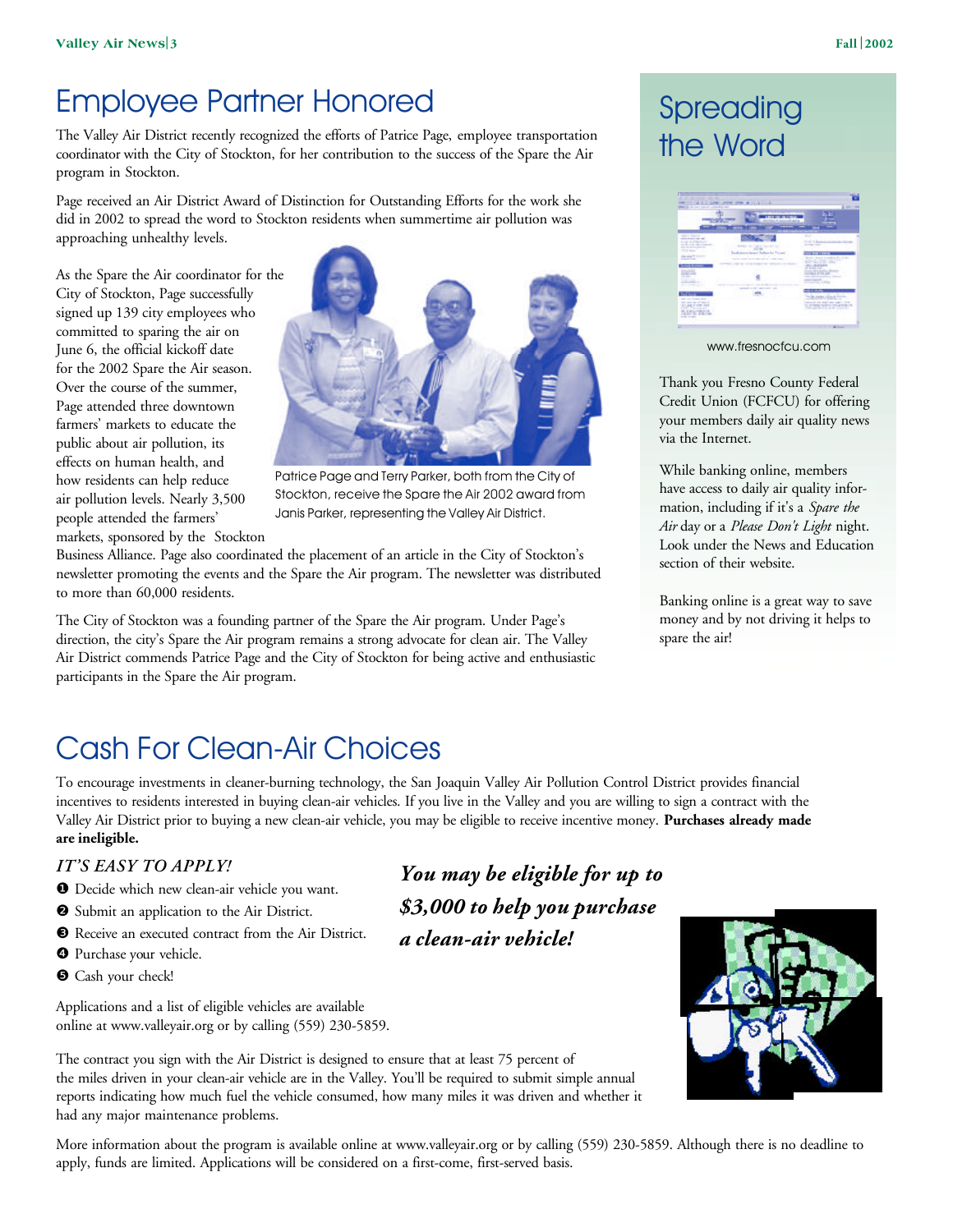# Employee Partner Honored

The Valley Air District recently recognized the efforts of Patrice Page, employee transportation coordinator with the City of Stockton, for her contribution to the success of the Spare the Air program in Stockton.

Page received an Air District Award of Distinction for Outstanding Efforts for the work she did in 2002 to spread the word to Stockton residents when summertime air pollution was approaching unhealthy levels.

As the Spare the Air coordinator for the City of Stockton, Page successfully signed up 139 city employees who committed to sparing the air on June 6, the official kickoff date for the 2002 Spare the Air season. Over the course of the summer, Page attended three downtown farmers' markets to educate the public about air pollution, its effects on human health, and how residents can help reduce air pollution levels. Nearly 3,500 people attended the farmers' markets, sponsored by the Stockton Business Alliance. Page also coordinated the placement of an article in the City of Stockton's newsletter promoting the events and the Spare the Air program. The newsletter was distributed to more than 60,000 residents.

Patrice Page and Terry Parker, both from the City of Stockton, receive the Spare the Air 2002 award from Janis Parker, representing the Valley Air District.

The City of Stockton was a founding partner of the Spare the Air program. Under Page's direction, the city's Spare the Air program remains a strong advocate for clean air. The Valley Air District commends Patrice Page and the City of Stockton for being active and enthusiastic participants in the Spare the Air program.

# Spreading the Word

www.fresnocfcu.com

Thank you Fresno County Federal Credit Union (FCFCU) for offering your members daily air quality news via the Internet.

While banking online, members have access to daily air quality information, including if it's a *Spare the Air* day or a *Please Don't Light* night. Look under the News and Education section of their website.

Banking online is a great way to save money and by not driving it helps to spare the air!

# Cash For Clean-Air Choices

To encourage investments in cleaner-burning technology, the San Joaquin Valley Air Pollution Control District provides financial incentives to residents interested in buying clean-air vehicles. If you live in the Valley and you are willing to sign a contract with the Valley Air District prior to buying a new clean-air vehicle, you may be eligible to receive incentive money. **Purchases already made are ineligible.**

***You may be eligible for up to $3,000 to help you purchase a clean-air vehicle!***

*IT'S EASY TO APPLY!*

1. Decide which new clean-air vehicle you want.
2. Submit an application to the Air District.
3. Receive an executed contract from the Air District.
4. Purchase your vehicle.
5. Cash your check!

Applications and a list of eligible vehicles are available online at www.valleyair.org or by calling (559) 230-5859.

The contract you sign with the Air District is designed to ensure that at least 75 percent of the miles driven in your clean-air vehicle are in the Valley. You'll be required to submit simple annual reports indicating how much fuel the vehicle consumed, how many miles it was driven and whether it had any major maintenance problems.

More information about the program is available online at www.valleyair.org or by calling (559) 230-5859. Although there is no deadline to apply, funds are limited. Applications will be considered on a first-come, first-served basis.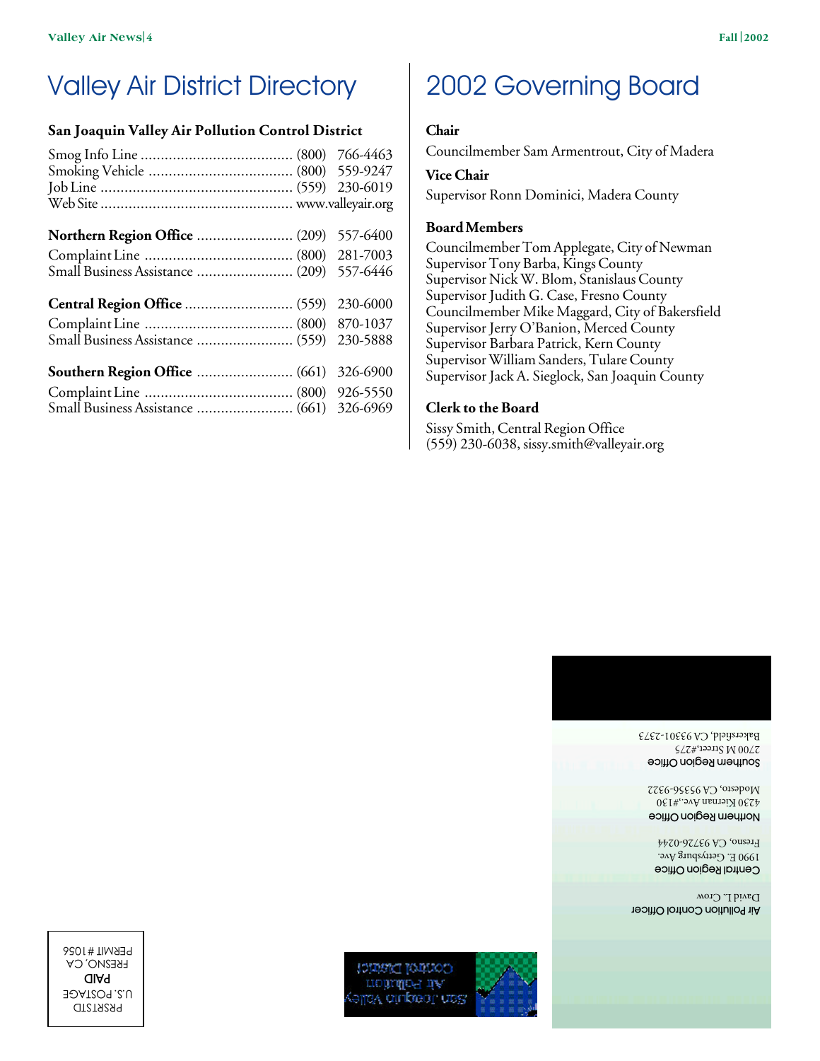# Valley Air District Directory

### San Joaquin Valley Air Pollution Control District

| | |
|---|---|
| Smog Info Line | (800) 766-4463 |
| Smoking Vehicle | (800) 559-9247 |
| Job Line | (559) 230-6019 |
| Web Site | www.valleyair.org |

| | |
|---|---|
| **Northern Region Office** | (209) 557-6400 |
| Complaint Line | (800) 281-7003 |
| Small Business Assistance | (209) 557-6446 |

| | |
|---|---|
| **Central Region Office** | (559) 230-6000 |
| Complaint Line | (800) 870-1037 |
| Small Business Assistance | (559) 230-5888 |

| | |
|---|---|
| **Southern Region Office** | (661) 326-6900 |
| Complaint Line | (800) 926-5550 |
| Small Business Assistance | (661) 326-6969 |

# 2002 Governing Board

### Chair

Councilmember Sam Armentrout, City of Madera

### Vice Chair

Supervisor Ronn Dominici, Madera County

### Board Members

Councilmember Tom Applegate, City of Newman
Supervisor Tony Barba, Kings County
Supervisor Nick W. Blom, Stanislaus County
Supervisor Judith G. Case, Fresno County
Councilmember Mike Maggard, City of Bakersfield
Supervisor Jerry O'Banion, Merced County
Supervisor Barbara Patrick, Kern County
Supervisor William Sanders, Tulare County
Supervisor Jack A. Sieglock, San Joaquin County

### Clerk to the Board

Sissy Smith, Central Region Office
(559) 230-6038, sissy.smith@valleyair.org

**Air Pollution Control Officer**
David L. Crow

**Central Region Office**
1990 E. Gettysburg Ave.
Fresno, CA 93726-0244

**Northern Region Office**
4230 Kiernan Ave., #130
Modesto, CA 95356-9322

**Southern Region Office**
2700 M Street, #275
Bakersfield, CA 93301-2373

San Joaquin Valley Air Pollution Control District

PRSRT STD
U.S. POSTAGE
**PAID**
FRESNO, CA
PERMIT #1056